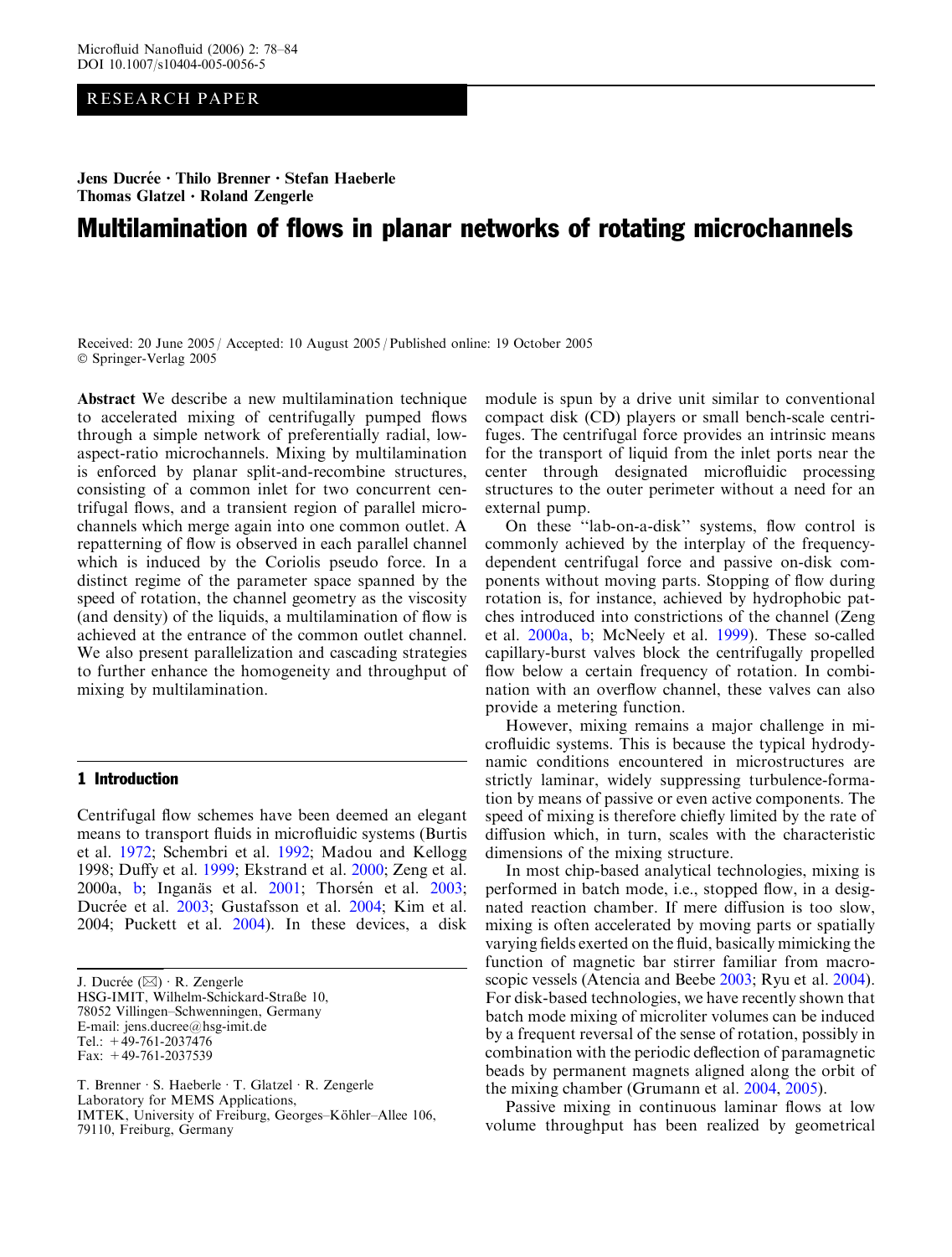RESEARCH PAPER

**Jens Ducrée · Thilo Brenner · Stefan Haeberle Thomas Glatzel · Roland Zengerle**

# Multilamination of flows in planar networks of rotating microchannels

Received: 20 June 2005 / Accepted: 10 August 2005 / Published online: 19 October 2005
© Springer-Verlag 2005

**Abstract** We describe a new multilamination technique to accelerated mixing of centrifugally pumped flows through a simple network of preferentially radial, low-aspect-ratio microchannels. Mixing by multilamination is enforced by planar split-and-recombine structures, consisting of a common inlet for two concurrent centrifugal flows, and a transient region of parallel microchannels which merge again into one common outlet. A repatterning of flow is observed in each parallel channel which is induced by the Coriolis pseudo force. In a distinct regime of the parameter space spanned by the speed of rotation, the channel geometry as the viscosity (and density) of the liquids, a multilamination of flow is achieved at the entrance of the common outlet channel. We also present parallelization and cascading strategies to further enhance the homogeneity and throughput of mixing by multilamination.

## 1 Introduction

Centrifugal flow schemes have been deemed an elegant means to transport fluids in microfluidic systems (Burtis et al. 1972; Schembri et al. 1992; Madou and Kellogg 1998; Duffy et al. 1999; Ekstrand et al. 2000; Zeng et al. 2000a, b; Ingan\"as et al. 2001; Thorsén et al. 2003; Ducrée et al. 2003; Gustafsson et al. 2004; Kim et al. 2004; Puckett et al. 2004). In these devices, a disk module is spun by a drive unit similar to conventional compact disk (CD) players or small bench-scale centrifuges. The centrifugal force provides an intrinsic means for the transport of liquid from the inlet ports near the center through designated microfluidic processing structures to the outer perimeter without a need for an external pump.

On these ''lab-on-a-disk'' systems, flow control is commonly achieved by the interplay of the frequency-dependent centrifugal force and passive on-disk components without moving parts. Stopping of flow during rotation is, for instance, achieved by hydrophobic patches introduced into constrictions of the channel (Zeng et al. 2000a, b; McNeely et al. 1999). These so-called capillary-burst valves block the centrifugally propelled flow below a certain frequency of rotation. In combination with an overflow channel, these valves can also provide a metering function.

However, mixing remains a major challenge in microfluidic systems. This is because the typical hydrodynamic conditions encountered in microstructures are strictly laminar, widely suppressing turbulence-formation by means of passive or even active components. The speed of mixing is therefore chiefly limited by the rate of diffusion which, in turn, scales with the characteristic dimensions of the mixing structure.

In most chip-based analytical technologies, mixing is performed in batch mode, i.e., stopped flow, in a designated reaction chamber. If mere diffusion is too slow, mixing is often accelerated by moving parts or spatially varying fields exerted on the fluid, basically mimicking the function of magnetic bar stirrer familiar from macroscopic vessels (Atencia and Beebe 2003; Ryu et al. 2004). For disk-based technologies, we have recently shown that batch mode mixing of microliter volumes can be induced by a frequent reversal of the sense of rotation, possibly in combination with the periodic deflection of paramagnetic beads by permanent magnets aligned along the orbit of the mixing chamber (Grumann et al. 2004, 2005).

Passive mixing in continuous laminar flows at low volume throughput has been realized by geometrical

---

J. Ducrée (✉) · R. Zengerle
HSG-IMIT, Wilhelm-Schickard-Straße 10,
78052 Villingen–Schwenningen, Germany
E-mail: jens.ducree@hsg-imit.de
Tel.: +49-761-2037476
Fax: +49-761-2037539

T. Brenner · S. Haeberle · T. Glatzel · R. Zengerle
Laboratory for MEMS Applications,
IMTEK, University of Freiburg, Georges–Köhler–Allee 106,
79110, Freiburg, Germany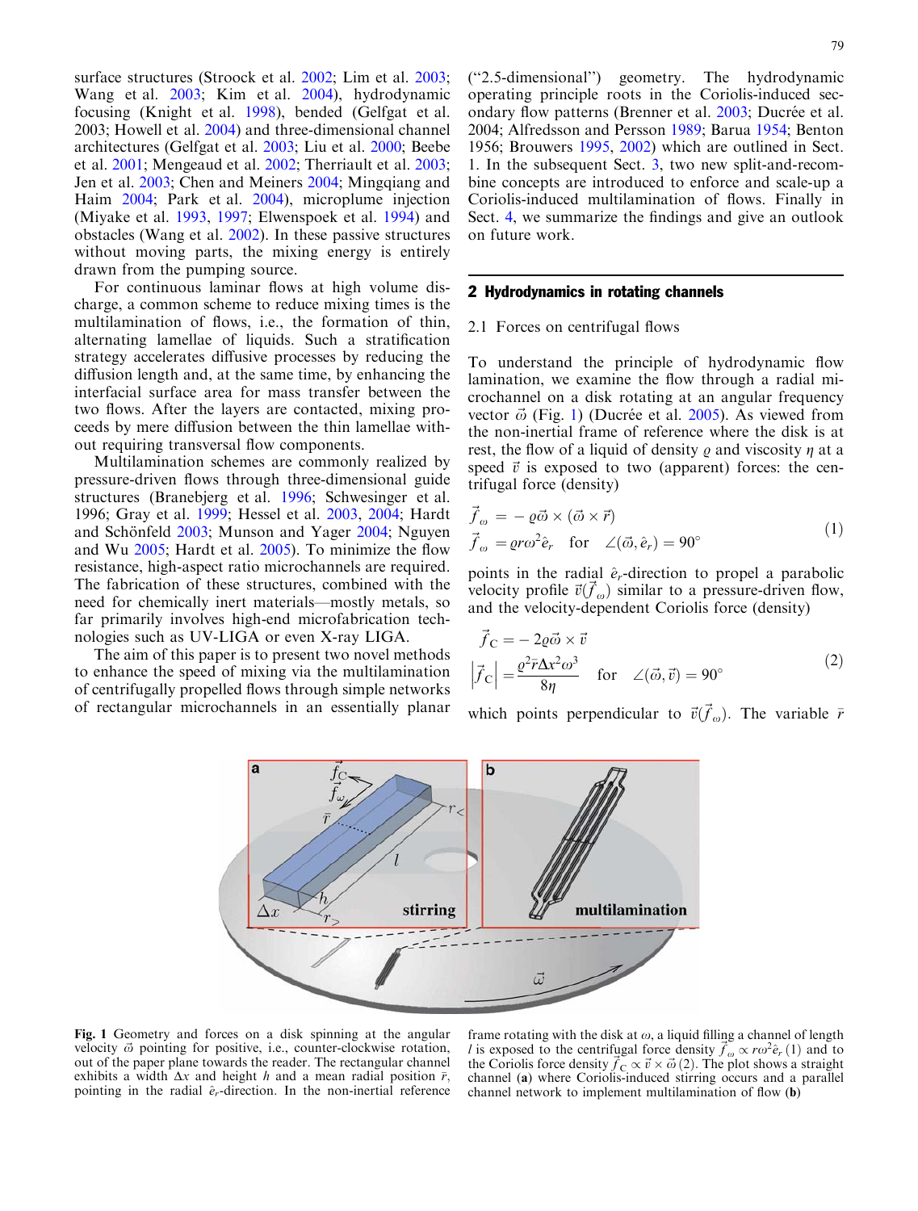surface structures (Stroock et al. 2002; Lim et al. 2003; Wang et al. 2003; Kim et al. 2004), hydrodynamic focusing (Knight et al. 1998), bended (Gelfgat et al. 2003; Howell et al. 2004) and three-dimensional channel architectures (Gelfgat et al. 2003; Liu et al. 2000; Beebe et al. 2001; Mengeaud et al. 2002; Therriault et al. 2003; Jen et al. 2003; Chen and Meiners 2004; Mingqiang and Haim 2004; Park et al. 2004), microplume injection (Miyake et al. 1993, 1997; Elwenspoek et al. 1994) and obstacles (Wang et al. 2002). In these passive structures without moving parts, the mixing energy is entirely drawn from the pumping source.

For continuous laminar flows at high volume discharge, a common scheme to reduce mixing times is the multilamination of flows, i.e., the formation of thin, alternating lamellae of liquids. Such a stratification strategy accelerates diffusive processes by reducing the diffusion length and, at the same time, by enhancing the interfacial surface area for mass transfer between the two flows. After the layers are contacted, mixing proceeds by mere diffusion between the thin lamellae without requiring transversal flow components.

Multilamination schemes are commonly realized by pressure-driven flows through three-dimensional guide structures (Branebjerg et al. 1996; Schwesinger et al. 1996; Gray et al. 1999; Hessel et al. 2003, 2004; Hardt and Schönfeld 2003; Munson and Yager 2004; Nguyen and Wu 2005; Hardt et al. 2005). To minimize the flow resistance, high-aspect ratio microchannels are required. The fabrication of these structures, combined with the need for chemically inert materials—mostly metals, so far primarily involves high-end microfabrication technologies such as UV-LIGA or even X-ray LIGA.

The aim of this paper is to present two novel methods to enhance the speed of mixing via the multilamination of centrifugally propelled flows through simple networks of rectangular microchannels in an essentially planar ("2.5-dimensional") geometry. The hydrodynamic operating principle roots in the Coriolis-induced secondary flow patterns (Brenner et al. 2003; Ducrée et al. 2004; Alfredsson and Persson 1989; Barua 1954; Benton 1956; Brouwers 1995, 2002) which are outlined in Sect. 1. In the subsequent Sect. 3, two new split-and-recombine concepts are introduced to enforce and scale-up a Coriolis-induced multilamination of flows. Finally in Sect. 4, we summarize the findings and give an outlook on future work.

## 2 Hydrodynamics in rotating channels

### 2.1 Forces on centrifugal flows

To understand the principle of hydrodynamic flow lamination, we examine the flow through a radial microchannel on a disk rotating at an angular frequency vector $\vec{\omega}$ (Fig. 1) (Ducrée et al. 2005). As viewed from the non-inertial frame of reference where the disk is at rest, the flow of a liquid of density $\varrho$ and viscosity $\eta$ at a speed $\vec{v}$ is exposed to two (apparent) forces: the centrifugal force (density)

$$
\begin{aligned}
\vec{f}_{\omega} &= -\varrho\vec{\omega}\times(\vec{\omega}\times\vec{r}) \\
\vec{f}_{\omega} &= \varrho r\omega^{2}\hat{e}_{r} \quad \text{for} \quad \angle(\vec{\omega},\hat{e}_{r}) = 90^{\circ}
\end{aligned}
\tag{1}
$$

points in the radial $\hat{e}_r$-direction to propel a parabolic velocity profile $\vec{v}(\vec{f}_{\omega})$ similar to a pressure-driven flow, and the velocity-dependent Coriolis force (density)

$$
\begin{aligned}
\vec{f}_{\mathrm{C}} &= -2\varrho\vec{\omega}\times\vec{v} \\
\left|\vec{f}_{\mathrm{C}}\right| &= \frac{\varrho^{2}\bar{r}\Delta x^{2}\omega^{3}}{8\eta} \quad \text{for} \quad \angle(\vec{\omega},\vec{v}) = 90^{\circ}
\end{aligned}
\tag{2}
$$

which points perpendicular to $\vec{v}(\vec{f}_{\omega})$. The variable $\bar{r}$

**Fig. 1** Geometry and forces on a disk spinning at the angular velocity $\vec{\omega}$ pointing for positive, i.e., counter-clockwise rotation, out of the paper plane towards the reader. The rectangular channel exhibits a width $\Delta x$ and height $h$ and a mean radial position $\bar{r}$, pointing in the radial $\hat{e}_r$-direction. In the non-inertial reference frame rotating with the disk at $\omega$, a liquid filling a channel of length $l$ is exposed to the centrifugal force density $\vec{f}_{\omega} \propto r\omega^2\hat{e}_r$ (1) and to the Coriolis force density $\vec{f}_{\mathrm{C}} \propto \vec{v}\times\vec{\omega}$ (2). The plot shows a straight channel (**a**) where Coriolis-induced stirring occurs and a parallel channel network to implement multilamination of flow (**b**)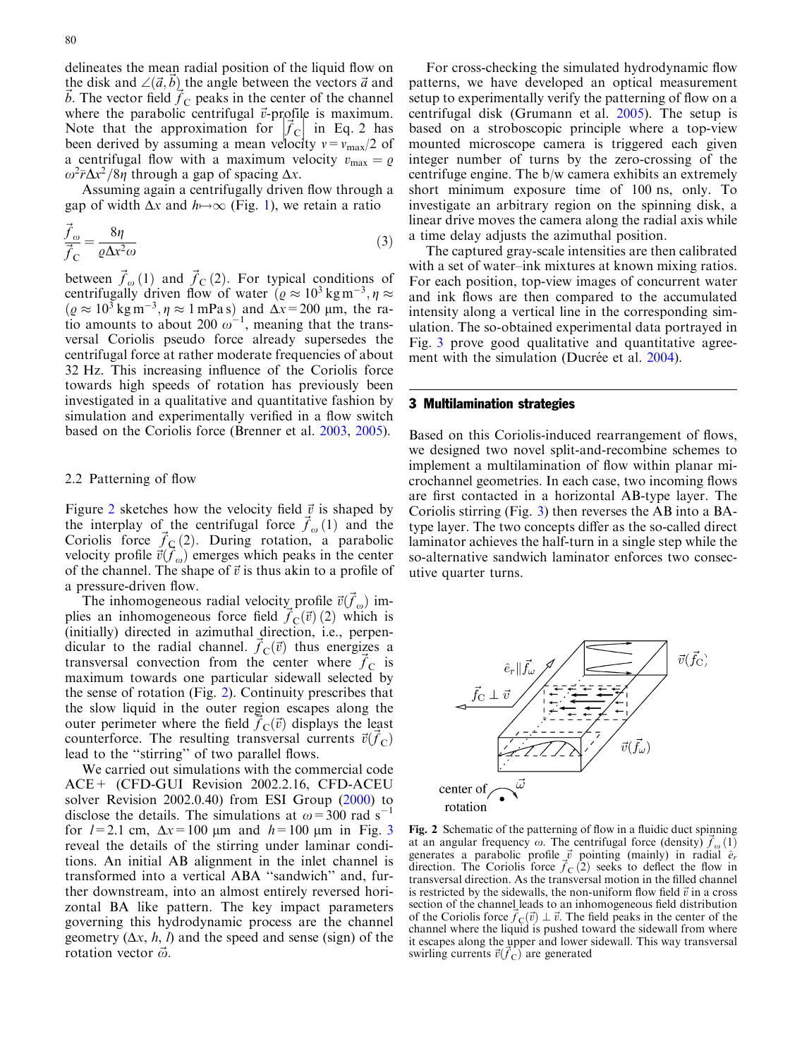delineates the mean radial position of the liquid flow on the disk and $\angle(\vec{a},\vec{b})$ the angle between the vectors $\vec{a}$ and $\vec{b}$. The vector field $\vec{f}_C$ peaks in the center of the channel where the parabolic centrifugal $\vec{v}$-profile is maximum. Note that the approximation for $|\vec{f}_C|$ in Eq. 2 has been derived by assuming a mean velocity $v = v_{max}/2$ of a centrifugal flow with a maximum velocity $v_{max} = \varrho\,\omega^2\bar{r}\Delta x^2/8\eta$ through a gap of spacing $\Delta x$.

Assuming again a centrifugally driven flow through a gap of width $\Delta x$ and $h \mapsto \infty$ (Fig. 1), we retain a ratio

$$\frac{\vec{f}_\omega}{\vec{f}_C} = \frac{8\eta}{\varrho\Delta x^2\omega} \tag{3}$$

between $\vec{f}_\omega\,(1)$ and $\vec{f}_C\,(2)$. For typical conditions of centrifugally driven flow of water ($\varrho \approx 10^3\,\mathrm{kg\,m^{-3}}, \eta \approx$ ($\varrho \approx 10^3\,\mathrm{kg\,m^{-3}}, \eta \approx 1\,\mathrm{mPa\,s}$) and $\Delta x = 200\ \mu\mathrm{m}$, the ratio amounts to about $200\ \omega^{-1}$, meaning that the transversal Coriolis pseudo force already supersedes the centrifugal force at rather moderate frequencies of about 32 Hz. This increasing influence of the Coriolis force towards high speeds of rotation has previously been investigated in a qualitative and quantitative fashion by simulation and experimentally verified in a flow switch based on the Coriolis force (Brenner et al. 2003, 2005).

### 2.2 Patterning of flow

Figure 2 sketches how the velocity field $\vec{v}$ is shaped by the interplay of the centrifugal force $\vec{f}_\omega\,(1)$ and the Coriolis force $\vec{f}_C\,(2)$. During rotation, a parabolic velocity profile $\vec{v}(\vec{f}_\omega)$ emerges which peaks in the center of the channel. The shape of $\vec{v}$ is thus akin to a profile of a pressure-driven flow.

The inhomogeneous radial velocity profile $\vec{v}(\vec{f}_\omega)$ implies an inhomogeneous force field $\vec{f}_C(\vec{v})\,(2)$ which is (initially) directed in azimuthal direction, i.e., perpendicular to the radial channel. $\vec{f}_C(\vec{v})$ thus energizes a transversal convection from the center where $\vec{f}_C$ is maximum towards one particular sidewall selected by the sense of rotation (Fig. 2). Continuity prescribes that the slow liquid in the outer region escapes along the outer perimeter where the field $\vec{f}_C(\vec{v})$ displays the least counterforce. The resulting transversal currents $\vec{v}(\vec{f}_C)$ lead to the "stirring" of two parallel flows.

We carried out simulations with the commercial code ACE+ (CFD-GUI Revision 2002.2.16, CFD-ACEU solver Revision 2002.0.40) from ESI Group (2000) to disclose the details. The simulations at $\omega = 300\ \mathrm{rad\ s^{-1}}$ for $l = 2.1$ cm, $\Delta x = 100\ \mu\mathrm{m}$ and $h = 100\ \mu\mathrm{m}$ in Fig. 3 reveal the details of the stirring under laminar conditions. An initial AB alignment in the inlet channel is transformed into a vertical ABA "sandwich" and, further downstream, into an almost entirely reversed horizontal BA like pattern. The key impact parameters governing this hydrodynamic process are the channel geometry ($\Delta x$, $h$, $l$) and the speed and sense (sign) of the rotation vector $\vec{\omega}$.

For cross-checking the simulated hydrodynamic flow patterns, we have developed an optical measurement setup to experimentally verify the patterning of flow on a centrifugal disk (Grumann et al. 2005). The setup is based on a stroboscopic principle where a top-view mounted microscope camera is triggered each given integer number of turns by the zero-crossing of the centrifuge engine. The b/w camera exhibits an extremely short minimum exposure time of 100 ns, only. To investigate an arbitrary region on the spinning disk, a linear drive moves the camera along the radial axis while a time delay adjusts the azimuthal position.

The captured gray-scale intensities are then calibrated with a set of water–ink mixtures at known mixing ratios. For each position, top-view images of concurrent water and ink flows are then compared to the accumulated intensity along a vertical line in the corresponding simulation. The so-obtained experimental data portrayed in Fig. 3 prove good qualitative and quantitative agreement with the simulation (Ducrée et al. 2004).

## 3 Multilamination strategies

Based on this Coriolis-induced rearrangement of flows, we designed two novel split-and-recombine schemes to implement a multilamination of flow within planar microchannel geometries. In each case, two incoming flows are first contacted in a horizontal AB-type layer. The Coriolis stirring (Fig. 3) then reverses the AB into a BA-type layer. The two concepts differ as the so-called direct laminator achieves the half-turn in a single step while the so-alternative sandwich laminator enforces two consecutive quarter turns.

Fig. 2 Schematic of the patterning of flow in a fluidic duct spinning at an angular frequency $\omega$. The centrifugal force (density) $\vec{f}_\omega\,(1)$ generates a parabolic profile $\vec{v}$ pointing (mainly) in radial $\hat{e}_r$ direction. The Coriolis force $\vec{f}_C\,(2)$ seeks to deflect the flow in transversal direction. As the transversal motion in the filled channel is restricted by the sidewalls, the non-uniform flow field $\vec{v}$ in a cross section of the channel leads to an inhomogeneous field distribution of the Coriolis force $\vec{f}_C(\vec{v}) \perp \vec{v}$. The field peaks in the center of the channel where the liquid is pushed toward the sidewall from where it escapes along the upper and lower sidewall. This way transversal swirling currents $\vec{v}(\vec{f}_C)$ are generated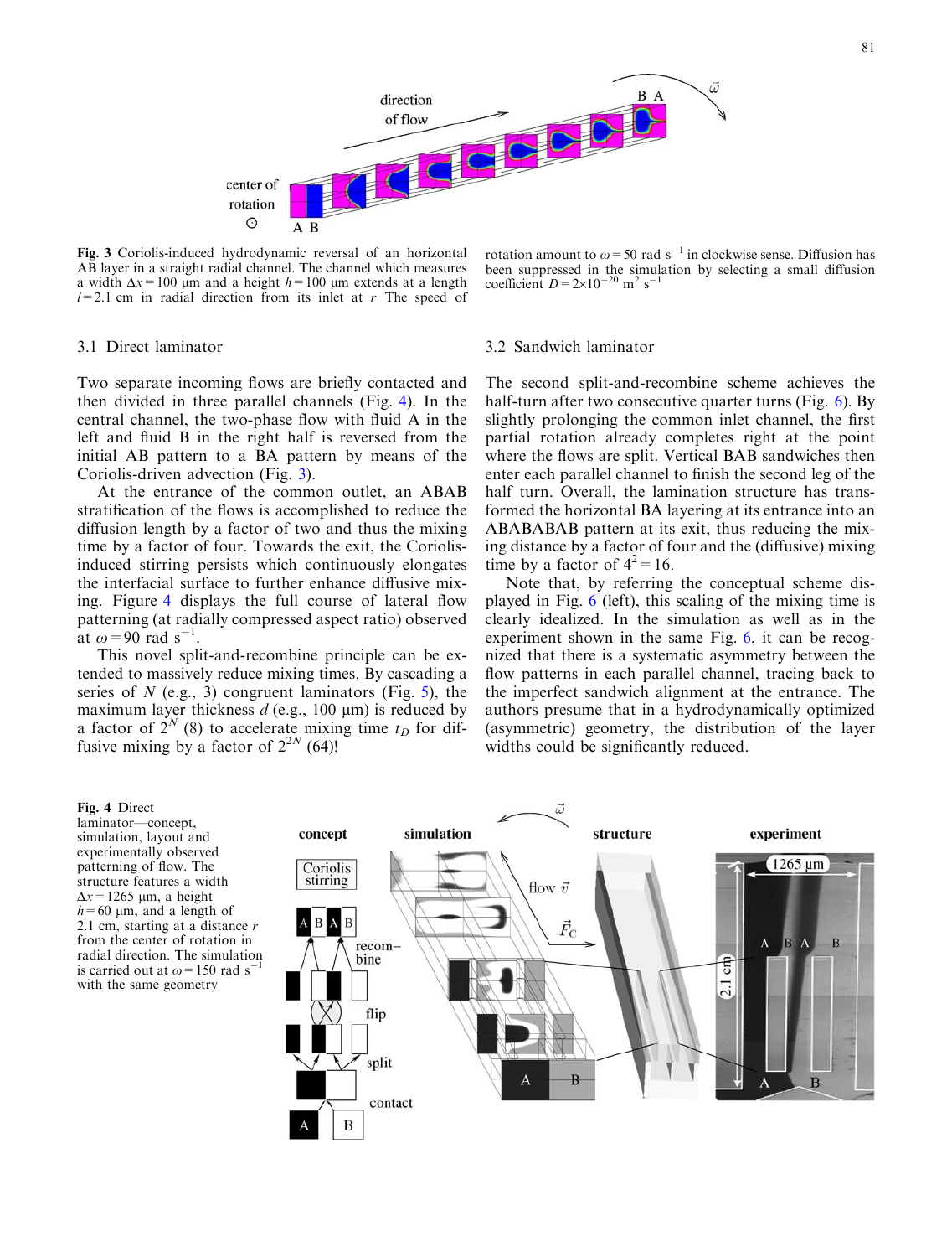**Fig. 3** Coriolis-induced hydrodynamic reversal of an horizontal AB layer in a straight radial channel. The channel which measures a width $\Delta x = 100$ µm and a height $h = 100$ µm extends at a length $l = 2.1$ cm in radial direction from its inlet at $r$ The speed of rotation amount to $\omega = 50$ rad s$^{-1}$ in clockwise sense. Diffusion has been suppressed in the simulation by selecting a small diffusion coefficient $D = 2 \times 10^{-20}$ m$^2$ s$^{-1}$

### 3.1 Direct laminator

Two separate incoming flows are briefly contacted and then divided in three parallel channels (Fig. 4). In the central channel, the two-phase flow with fluid A in the left and fluid B in the right half is reversed from the initial AB pattern to a BA pattern by means of the Coriolis-driven advection (Fig. 3).

At the entrance of the common outlet, an ABAB stratification of the flows is accomplished to reduce the diffusion length by a factor of two and thus the mixing time by a factor of four. Towards the exit, the Coriolis-induced stirring persists which continuously elongates the interfacial surface to further enhance diffusive mixing. Figure 4 displays the full course of lateral flow patterning (at radially compressed aspect ratio) observed at $\omega = 90$ rad s$^{-1}$.

This novel split-and-recombine principle can be extended to massively reduce mixing times. By cascading a series of $N$ (e.g., 3) congruent laminators (Fig. 5), the maximum layer thickness $d$ (e.g., 100 µm) is reduced by a factor of $2^N$ (8) to accelerate mixing time $t_D$ for diffusive mixing by a factor of $2^{2N}$ (64)!

### 3.2 Sandwich laminator

The second split-and-recombine scheme achieves the half-turn after two consecutive quarter turns (Fig. 6). By slightly prolonging the common inlet channel, the first partial rotation already completes right at the point where the flows are split. Vertical BAB sandwiches then enter each parallel channel to finish the second leg of the half turn. Overall, the lamination structure has transformed the horizontal BA layering at its entrance into an ABABABAB pattern at its exit, thus reducing the mixing distance by a factor of four and the (diffusive) mixing time by a factor of $4^2 = 16$.

Note that, by referring the conceptual scheme displayed in Fig. 6 (left), this scaling of the mixing time is clearly idealized. In the simulation as well as in the experiment shown in the same Fig. 6, it can be recognized that there is a systematic asymmetry between the flow patterns in each parallel channel, tracing back to the imperfect sandwich alignment at the entrance. The authors presume that in a hydrodynamically optimized (asymmetric) geometry, the distribution of the layer widths could be significantly reduced.

**Fig. 4** Direct laminator—concept, simulation, layout and experimentally observed patterning of flow. The structure features a width $\Delta x = 1265$ µm, a height $h = 60$ µm, and a length of 2.1 cm, starting at a distance $r$ from the center of rotation in radial direction. The simulation is carried out at $\omega = 150$ rad s$^{-1}$ with the same geometry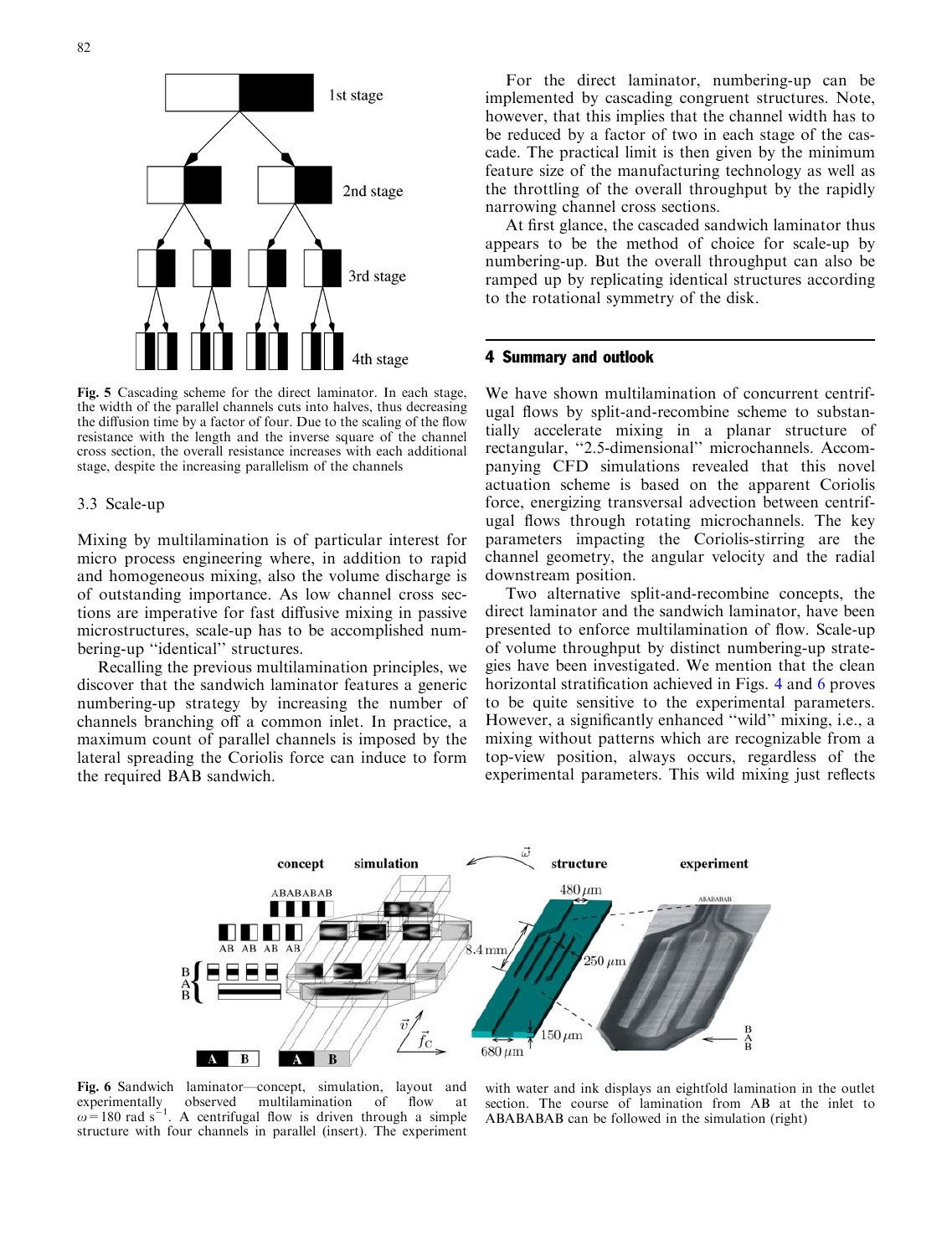1st stage

2nd stage

3rd stage

4th stage

**Fig. 5** Cascading scheme for the direct laminator. In each stage, the width of the parallel channels cuts into halves, thus decreasing the diffusion time by a factor of four. Due to the scaling of the flow resistance with the length and the inverse square of the channel cross section, the overall resistance increases with each additional stage, despite the increasing parallelism of the channels

### 3.3 Scale-up

Mixing by multilamination is of particular interest for micro process engineering where, in addition to rapid and homogeneous mixing, also the volume discharge is of outstanding importance. As low channel cross sections are imperative for fast diffusive mixing in passive microstructures, scale-up has to be accomplished numbering-up "identical" structures.

Recalling the previous multilamination principles, we discover that the sandwich laminator features a generic numbering-up strategy by increasing the number of channels branching off a common inlet. In practice, a maximum count of parallel channels is imposed by the lateral spreading the Coriolis force can induce to form the required BAB sandwich.

For the direct laminator, numbering-up can be implemented by cascading congruent structures. Note, however, that this implies that the channel width has to be reduced by a factor of two in each stage of the cascade. The practical limit is then given by the minimum feature size of the manufacturing technology as well as the throttling of the overall throughput by the rapidly narrowing channel cross sections.

At first glance, the cascaded sandwich laminator thus appears to be the method of choice for scale-up by numbering-up. But the overall throughput can also be ramped up by replicating identical structures according to the rotational symmetry of the disk.

## 4 Summary and outlook

We have shown multilamination of concurrent centrifugal flows by split-and-recombine scheme to substantially accelerate mixing in a planar structure of rectangular, "2.5-dimensional" microchannels. Accompanying CFD simulations revealed that this novel actuation scheme is based on the apparent Coriolis force, energizing transversal advection between centrifugal flows through rotating microchannels. The key parameters impacting the Coriolis-stirring are the channel geometry, the angular velocity and the radial downstream position.

Two alternative split-and-recombine concepts, the direct laminator and the sandwich laminator, have been presented to enforce multilamination of flow. Scale-up of volume throughput by distinct numbering-up strategies have been investigated. We mention that the clean horizontal stratification achieved in Figs. 4 and 6 proves to be quite sensitive to the experimental parameters. However, a significantly enhanced "wild" mixing, i.e., a mixing without patterns which are recognizable from a top-view position, always occurs, regardless of the experimental parameters. This wild mixing just reflects

concept

simulation

structure

experiment

ABABABAB

AB AB AB AB

B A B

A B

A B

$\vec{\omega}$

$\vec{v}$

$\vec{f}_C$

480 $\mu$m

8.4 mm

250 $\mu$m

150 $\mu$m

680 $\mu$m

ABABABAB

B A B

**Fig. 6** Sandwich laminator—concept, simulation, layout and experimentally observed multilamination of flow at $\omega = 180$ rad s$^{-1}$. A centrifugal flow is driven through a simple structure with four channels in parallel (insert). The experiment with water and ink displays an eightfold lamination in the outlet section. The course of lamination from AB at the inlet to ABABABAB can be followed in the simulation (right)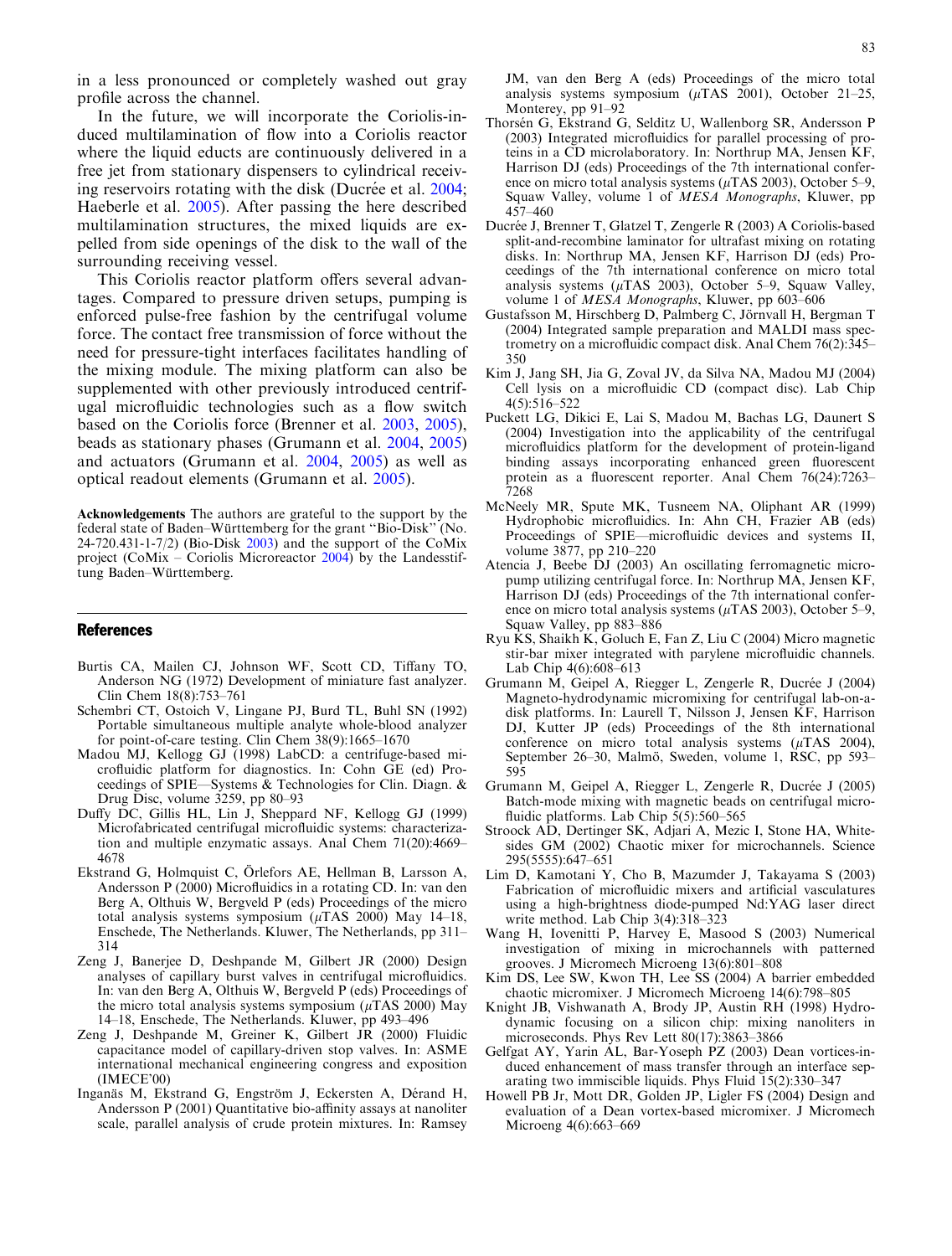in a less pronounced or completely washed out gray profile across the channel.

In the future, we will incorporate the Coriolis-induced multilamination of flow into a Coriolis reactor where the liquid educts are continuously delivered in a free jet from stationary dispensers to cylindrical receiving reservoirs rotating with the disk (Ducrée et al. 2004; Haeberle et al. 2005). After passing the here described multilamination structures, the mixed liquids are expelled from side openings of the disk to the wall of the surrounding receiving vessel.

This Coriolis reactor platform offers several advantages. Compared to pressure driven setups, pumping is enforced pulse-free fashion by the centrifugal volume force. The contact free transmission of force without the need for pressure-tight interfaces facilitates handling of the mixing module. The mixing platform can also be supplemented with other previously introduced centrifugal microfluidic technologies such as a flow switch based on the Coriolis force (Brenner et al. 2003, 2005), beads as stationary phases (Grumann et al. 2004, 2005) and actuators (Grumann et al. 2004, 2005) as well as optical readout elements (Grumann et al. 2005).

**Acknowledgements** The authors are grateful to the support by the federal state of Baden–Württemberg for the grant "Bio-Disk" (No. 24-720.431-1-7/2) (Bio-Disk 2003) and the support of the CoMix project (CoMix – Coriolis Microreactor 2004) by the Landesstiftung Baden–Württemberg.

## References

Burtis CA, Mailen CJ, Johnson WF, Scott CD, Tiffany TO, Anderson NG (1972) Development of miniature fast analyzer. Clin Chem 18(8):753–761

Schembri CT, Ostoich V, Lingane PJ, Burd TL, Buhl SN (1992) Portable simultaneous multiple analyte whole-blood analyzer for point-of-care testing. Clin Chem 38(9):1665–1670

Madou MJ, Kellogg GJ (1998) LabCD: a centrifuge-based microfluidic platform for diagnostics. In: Cohn GE (ed) Proceedings of SPIE—Systems & Technologies for Clin. Diagn. & Drug Disc, volume 3259, pp 80–93

Duffy DC, Gillis HL, Lin J, Sheppard NF, Kellogg GJ (1999) Microfabricated centrifugal microfluidic systems: characterization and multiple enzymatic assays. Anal Chem 71(20):4669–4678

Ekstrand G, Holmquist C, Örlefors AE, Hellman B, Larsson A, Andersson P (2000) Microfluidics in a rotating CD. In: van den Berg A, Olthuis W, Bergveld P (eds) Proceedings of the micro total analysis systems symposium ($\mu$TAS 2000) May 14–18, Enschede, The Netherlands. Kluwer, The Netherlands, pp 311–314

Zeng J, Banerjee D, Deshpande M, Gilbert JR (2000) Design analyses of capillary burst valves in centrifugal microfluidics. In: van den Berg A, Olthuis W, Bergveld P (eds) Proceedings of the micro total analysis systems symposium ($\mu$TAS 2000) May 14–18, Enschede, The Netherlands. Kluwer, pp 493–496

Zeng J, Deshpande M, Greiner K, Gilbert JR (2000) Fluidic capacitance model of capillary-driven stop valves. In: ASME international mechanical engineering congress and exposition (IMECE'00)

Inganäs M, Ekstrand G, Engström J, Eckersten A, Dérand H, Andersson P (2001) Quantitative bio-affinity assays at nanoliter scale, parallel analysis of crude protein mixtures. In: Ramsey JM, van den Berg A (eds) Proceedings of the micro total analysis systems symposium ($\mu$TAS 2001), October 21–25, Monterey, pp 91–92

Thorsén G, Ekstrand G, Selditz U, Wallenborg SR, Andersson P (2003) Integrated microfluidics for parallel processing of proteins in a CD microlaboratory. In: Northrup MA, Jensen KF, Harrison DJ (eds) Proceedings of the 7th international conference on micro total analysis systems ($\mu$TAS 2003), October 5–9, Squaw Valley, volume 1 of *MESA Monographs*, Kluwer, pp 457–460

Ducrée J, Brenner T, Glatzel T, Zengerle R (2003) A Coriolis-based split-and-recombine laminator for ultrafast mixing on rotating disks. In: Northrup MA, Jensen KF, Harrison DJ (eds) Proceedings of the 7th international conference on micro total analysis systems ($\mu$TAS 2003), October 5–9, Squaw Valley, volume 1 of *MESA Monographs*, Kluwer, pp 603–606

Gustafsson M, Hirschberg D, Palmberg C, Jörnvall H, Bergman T (2004) Integrated sample preparation and MALDI mass spectrometry on a microfluidic compact disk. Anal Chem 76(2):345–350

Kim J, Jang SH, Jia G, Zoval JV, da Silva NA, Madou MJ (2004) Cell lysis on a microfluidic CD (compact disc). Lab Chip 4(5):516–522

Puckett LG, Dikici E, Lai S, Madou M, Bachas LG, Daunert S (2004) Investigation into the applicability of the centrifugal microfluidics platform for the development of protein-ligand binding assays incorporating enhanced green fluorescent protein as a fluorescent reporter. Anal Chem 76(24):7263–7268

McNeely MR, Spute MK, Tusneem NA, Oliphant AR (1999) Hydrophobic microfluidics. In: Ahn CH, Frazier AB (eds) Proceedings of SPIE—microfluidic devices and systems II, volume 3877, pp 210–220

Atencia J, Beebe DJ (2003) An oscillating ferromagnetic micropump utilizing centrifugal force. In: Northrup MA, Jensen KF, Harrison DJ (eds) Proceedings of the 7th international conference on micro total analysis systems ($\mu$TAS 2003), October 5–9, Squaw Valley, pp 883–886

Ryu KS, Shaikh K, Goluch E, Fan Z, Liu C (2004) Micro magnetic stir-bar mixer integrated with parylene microfluidic channels. Lab Chip 4(6):608–613

Grumann M, Geipel A, Riegger L, Zengerle R, Ducrée J (2004) Magneto-hydrodynamic micromixing for centrifugal lab-on-a-disk platforms. In: Laurell T, Nilsson J, Jensen KF, Harrison DJ, Kutter JP (eds) Proceedings of the 8th international conference on micro total analysis systems ($\mu$TAS 2004), September 26–30, Malmö, Sweden, volume 1, RSC, pp 593–595

Grumann M, Geipel A, Riegger L, Zengerle R, Ducrée J (2005) Batch-mode mixing with magnetic beads on centrifugal microfluidic platforms. Lab Chip 5(5):560–565

Stroock AD, Dertinger SK, Adjari A, Mezic I, Stone HA, Whitesides GM (2002) Chaotic mixer for microchannels. Science 295(5555):647–651

Lim D, Kamotani Y, Cho B, Mazumder J, Takayama S (2003) Fabrication of microfluidic mixers and artificial vasculatures using a high-brightness diode-pumped Nd:YAG laser direct write method. Lab Chip 3(4):318–323

Wang H, Iovenitti P, Harvey E, Masood S (2003) Numerical investigation of mixing in microchannels with patterned grooves. J Micromech Microeng 13(6):801–808

Kim DS, Lee SW, Kwon TH, Lee SS (2004) A barrier embedded chaotic micromixer. J Micromech Microeng 14(6):798–805

Knight JB, Vishwanath A, Brody JP, Austin RH (1998) Hydrodynamic focusing on a silicon chip: mixing nanoliters in microseconds. Phys Rev Lett 80(17):3863–3866

Gelfgat AY, Yarin AL, Bar-Yoseph PZ (2003) Dean vortices-induced enhancement of mass transfer through an interface separating two immiscible liquids. Phys Fluid 15(2):330–347

Howell PB Jr, Mott DR, Golden JP, Ligler FS (2004) Design and evaluation of a Dean vortex-based micromixer. J Micromech Microeng 4(6):663–669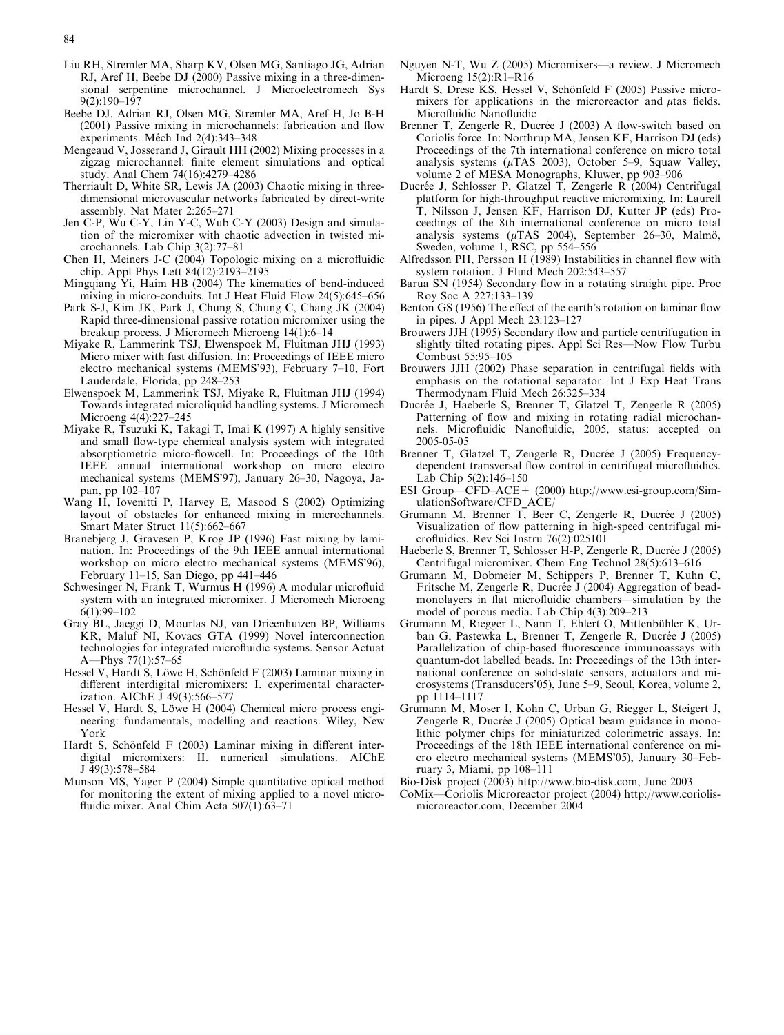Liu RH, Stremler MA, Sharp KV, Olsen MG, Santiago JG, Adrian RJ, Aref H, Beebe DJ (2000) Passive mixing in a three-dimensional serpentine microchannel. J Microelectromech Sys 9(2):190–197

Beebe DJ, Adrian RJ, Olsen MG, Stremler MA, Aref H, Jo B-H (2001) Passive mixing in microchannels: fabrication and flow experiments. Méch Ind 2(4):343–348

Mengeaud V, Josserand J, Girault HH (2002) Mixing processes in a zigzag microchannel: finite element simulations and optical study. Anal Chem 74(16):4279–4286

Therriault D, White SR, Lewis JA (2003) Chaotic mixing in three-dimensional microvascular networks fabricated by direct-write assembly. Nat Mater 2:265–271

Jen C-P, Wu C-Y, Lin Y-C, Wub C-Y (2003) Design and simulation of the micromixer with chaotic advection in twisted microchannels. Lab Chip 3(2):77–81

Chen H, Meiners J-C (2004) Topologic mixing on a microfluidic chip. Appl Phys Lett 84(12):2193–2195

Mingqiang Yi, Haim HB (2004) The kinematics of bend-induced mixing in micro-conduits. Int J Heat Fluid Flow 24(5):645–656

Park S-J, Kim JK, Park J, Chung S, Chung C, Chang JK (2004) Rapid three-dimensional passive rotation micromixer using the breakup process. J Micromech Microeng 14(1):6–14

Miyake R, Lammerink TSJ, Elwenspoek M, Fluitman JHJ (1993) Micro mixer with fast diffusion. In: Proceedings of IEEE micro electro mechanical systems (MEMS'93), February 7–10, Fort Lauderdale, Florida, pp 248–253

Elwenspoek M, Lammerink TSJ, Miyake R, Fluitman JHJ (1994) Towards integrated microliquid handling systems. J Micromech Microeng 4(4):227–245

Miyake R, Tsuzuki K, Takagi T, Imai K (1997) A highly sensitive and small flow-type chemical analysis system with integrated absorptiometric micro-flowcell. In: Proceedings of the 10th IEEE annual international workshop on micro electro mechanical systems (MEMS'97), January 26–30, Nagoya, Japan, pp 102–107

Wang H, Iovenitti P, Harvey E, Masood S (2002) Optimizing layout of obstacles for enhanced mixing in microchannels. Smart Mater Struct 11(5):662–667

Branebjerg J, Gravesen P, Krog JP (1996) Fast mixing by lamination. In: Proceedings of the 9th IEEE annual international workshop on micro electro mechanical systems (MEMS'96), February 11–15, San Diego, pp 441–446

Schwesinger N, Frank T, Wurmus H (1996) A modular microfluid system with an integrated micromixer. J Micromech Microeng 6(1):99–102

Gray BL, Jaeggi D, Mourlas NJ, van Drieenhuizen BP, Williams KR, Maluf NI, Kovacs GTA (1999) Novel interconnection technologies for integrated microfluidic systems. Sensor Actuat A—Phys 77(1):57–65

Hessel V, Hardt S, Löwe H, Schönfeld F (2003) Laminar mixing in different interdigital micromixers: I. experimental characterization. AIChE J 49(3):566–577

Hessel V, Hardt S, Löwe H (2004) Chemical micro process engineering: fundamentals, modelling and reactions. Wiley, New York

Hardt S, Schönfeld F (2003) Laminar mixing in different interdigital micromixers: II. numerical simulations. AIChE J 49(3):578–584

Munson MS, Yager P (2004) Simple quantitative optical method for monitoring the extent of mixing applied to a novel microfluidic mixer. Anal Chim Acta 507(1):63–71

Nguyen N-T, Wu Z (2005) Micromixers—a review. J Micromech Microeng 15(2):R1–R16

Hardt S, Drese KS, Hessel V, Schönfeld F (2005) Passive micromixers for applications in the microreactor and $\mu$tas fields. Microfluidic Nanofluidic

Brenner T, Zengerle R, Ducrée J (2003) A flow-switch based on Coriolis force. In: Northrup MA, Jensen KF, Harrison DJ (eds) Proceedings of the 7th international conference on micro total analysis systems ($\mu$TAS 2003), October 5–9, Squaw Valley, volume 2 of MESA Monographs, Kluwer, pp 903–906

Ducrée J, Schlosser P, Glatzel T, Zengerle R (2004) Centrifugal platform for high-throughput reactive micromixing. In: Laurell T, Nilsson J, Jensen KF, Harrison DJ, Kutter JP (eds) Proceedings of the 8th international conference on micro total analysis systems ($\mu$TAS 2004), September 26–30, Malmö, Sweden, volume 1, RSC, pp 554–556

Alfredsson PH, Persson H (1989) Instabilities in channel flow with system rotation. J Fluid Mech 202:543–557

Barua SN (1954) Secondary flow in a rotating straight pipe. Proc Roy Soc A 227:133–139

Benton GS (1956) The effect of the earth's rotation on laminar flow in pipes. J Appl Mech 23:123–127

Brouwers JJH (1995) Secondary flow and particle centrifugation in slightly tilted rotating pipes. Appl Sci Res—Now Flow Turbu Combust 55:95–105

Brouwers JJH (2002) Phase separation in centrifugal fields with emphasis on the rotational separator. Int J Exp Heat Trans Thermodynam Fluid Mech 26:325–334

Ducrée J, Haeberle S, Brenner T, Glatzel T, Zengerle R (2005) Patterning of flow and mixing in rotating radial microchannels. Microfluidic Nanofluidic, 2005, status: accepted on 2005-05-05

Brenner T, Glatzel T, Zengerle R, Ducrée J (2005) Frequency-dependent transversal flow control in centrifugal microfluidics. Lab Chip 5(2):146–150

ESI Group—CFD–ACE+ (2000) http://www.esi-group.com/SimulationSoftware/CFD_ACE/

Grumann M, Brenner T, Beer C, Zengerle R, Ducrée J (2005) Visualization of flow patterning in high-speed centrifugal microfluidics. Rev Sci Instru 76(2):025101

Haeberle S, Brenner T, Schlosser H-P, Zengerle R, Ducrée J (2005) Centrifugal micromixer. Chem Eng Technol 28(5):613–616

Grumann M, Dobmeier M, Schippers P, Brenner T, Kuhn C, Fritsche M, Zengerle R, Ducrée J (2004) Aggregation of bead-monolayers in flat microfluidic chambers—simulation by the model of porous media. Lab Chip 4(3):209–213

Grumann M, Riegger L, Nann T, Ehlert O, Mittenbühler K, Urban G, Pastewka L, Brenner T, Zengerle R, Ducrée J (2005) Parallelization of chip-based fluorescence immunoassays with quantum-dot labelled beads. In: Proceedings of the 13th international conference on solid-state sensors, actuators and microsystems (Transducers'05), June 5–9, Seoul, Korea, volume 2, pp 1114–1117

Grumann M, Moser I, Kohn C, Urban G, Riegger L, Steigert J, Zengerle R, Ducrée J (2005) Optical beam guidance in monolithic polymer chips for miniaturized colorimetric assays. In: Proceedings of the 18th IEEE international conference on micro electro mechanical systems (MEMS'05), January 30–February 3, Miami, pp 108–111

Bio-Disk project (2003) http://www.bio-disk.com, June 2003

CoMix—Coriolis Microreactor project (2004) http://www.coriolis-microreactor.com, December 2004